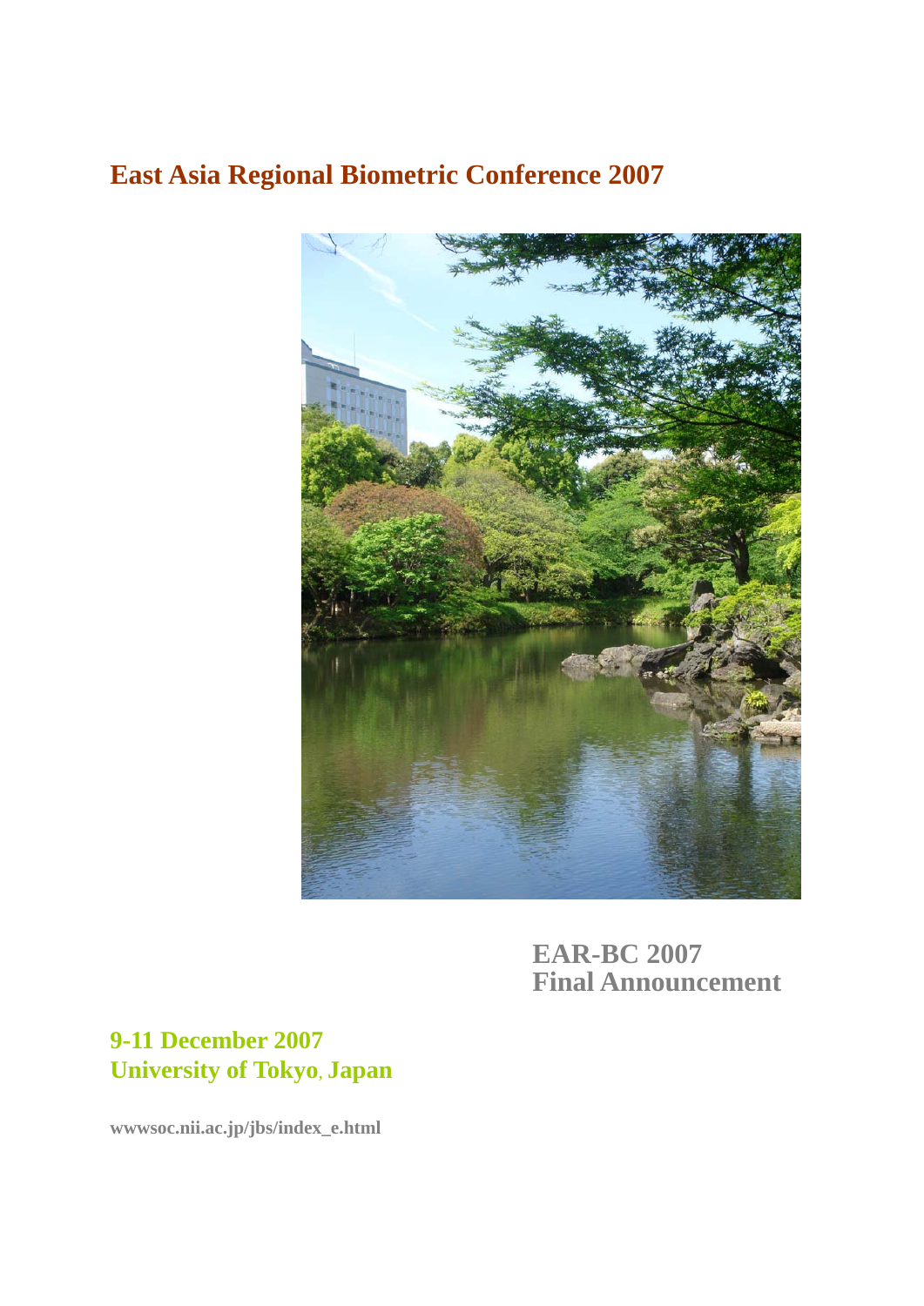# East Asia Regional Biometric Conference 2007

## EAR-BC 2007
## Final Announcement

**9-11 December 2007**
**University of Tokyo, Japan**

**wwwsoc.nii.ac.jp/jbs/index_e.html**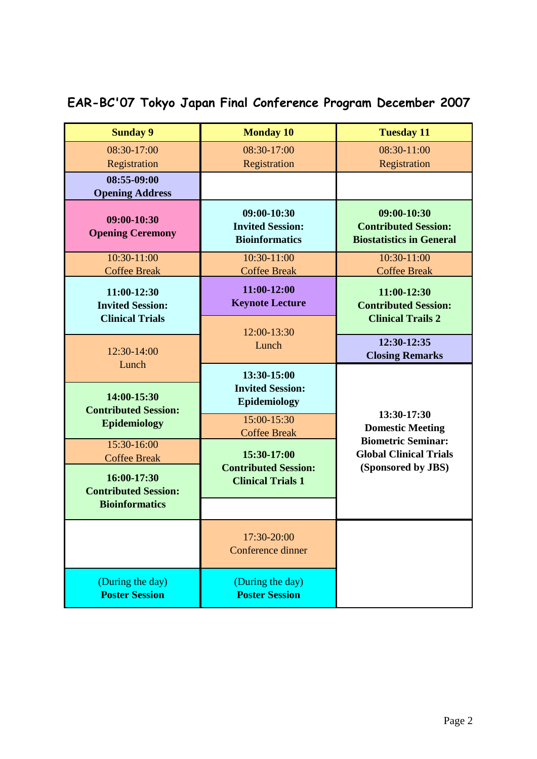# EAR-BC'07 Tokyo Japan Final Conference Program December 2007

| Sunday 9 | Monday 10 | Tuesday 11 |
|---|---|---|
| 08:30-17:00 Registration | 08:30-17:00 Registration | 08:30-11:00 Registration |
| **08:55-09:00 Opening Address** | | |
| **09:00-10:30 Opening Ceremony** | **09:00-10:30 Invited Session: Bioinformatics** | **09:00-10:30 Contributed Session: Biostatistics in General** |
| 10:30-11:00 Coffee Break | 10:30-11:00 Coffee Break | 10:30-11:00 Coffee Break |
| **11:00-12:30 Invited Session: Clinical Trials** | **11:00-12:00 Keynote Lecture** | **11:00-12:30 Contributed Session: Clinical Trails 2** |
| 12:30-14:00 Lunch | 12:00-13:30 Lunch | **12:30-12:35 Closing Remarks** |
| **14:00-15:30 Contributed Session: Epidemiology** | **13:30-15:00 Invited Session: Epidemiology** | **13:30-17:30 Domestic Meeting Biometric Seminar: Global Clinical Trials (Sponsored by JBS)** |
| 15:30-16:00 Coffee Break | 15:00-15:30 Coffee Break | |
| **16:00-17:30 Contributed Session: Bioinformatics** | **15:30-17:00 Contributed Session: Clinical Trials 1** | |
| | 17:30-20:00 Conference dinner | |
| (During the day) **Poster Session** | (During the day) **Poster Session** | |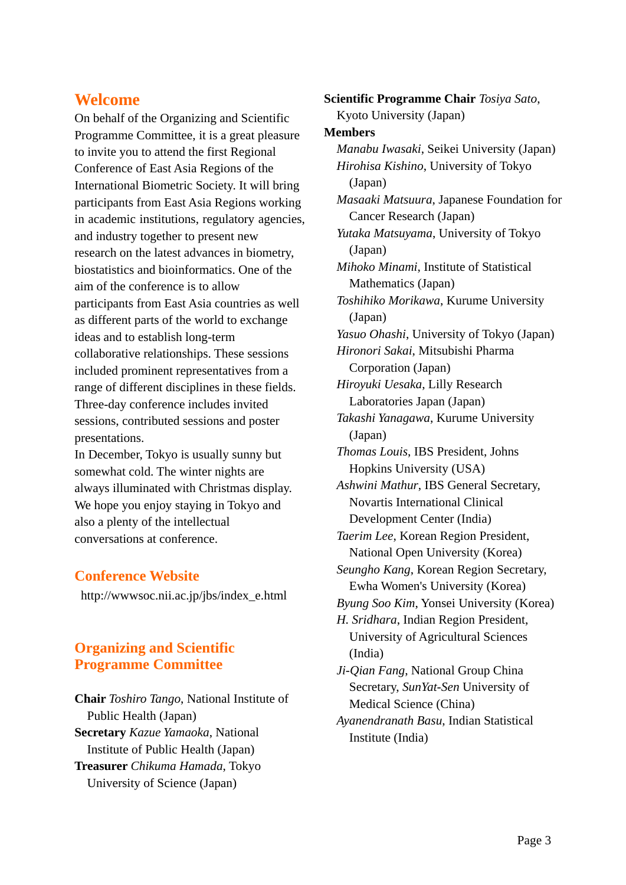## Welcome

On behalf of the Organizing and Scientific Programme Committee, it is a great pleasure to invite you to attend the first Regional Conference of East Asia Regions of the International Biometric Society. It will bring participants from East Asia Regions working in academic institutions, regulatory agencies, and industry together to present new research on the latest advances in biometry, biostatistics and bioinformatics. One of the aim of the conference is to allow participants from East Asia countries as well as different parts of the world to exchange ideas and to establish long-term collaborative relationships. These sessions included prominent representatives from a range of different disciplines in these fields. Three-day conference includes invited sessions, contributed sessions and poster presentations.

In December, Tokyo is usually sunny but somewhat cold. The winter nights are always illuminated with Christmas display. We hope you enjoy staying in Tokyo and also a plenty of the intellectual conversations at conference.

## Conference Website

http://wwwsoc.nii.ac.jp/jbs/index_e.html

## Organizing and Scientific Programme Committee

**Chair** *Toshiro Tango*, National Institute of Public Health (Japan)

**Secretary** *Kazue Yamaoka*, National Institute of Public Health (Japan)

**Treasurer** *Chikuma Hamada*, Tokyo University of Science (Japan)

**Scientific Programme Chair** *Tosiya Sato*, Kyoto University (Japan)

**Members**

*Manabu Iwasaki*, Seikei University (Japan)

*Hirohisa Kishino*, University of Tokyo (Japan)

*Masaaki Matsuura*, Japanese Foundation for Cancer Research (Japan)

*Yutaka Matsuyama*, University of Tokyo (Japan)

*Mihoko Minami*, Institute of Statistical Mathematics (Japan)

*Toshihiko Morikawa*, Kurume University (Japan)

*Yasuo Ohashi*, University of Tokyo (Japan)

*Hironori Sakai*, Mitsubishi Pharma Corporation (Japan)

*Hiroyuki Uesaka*, Lilly Research Laboratories Japan (Japan)

*Takashi Yanagawa*, Kurume University (Japan)

*Thomas Louis*, IBS President, Johns Hopkins University (USA)

*Ashwini Mathur*, IBS General Secretary, Novartis International Clinical Development Center (India)

*Taerim Lee*, Korean Region President, National Open University (Korea)

*Seungho Kang*, Korean Region Secretary, Ewha Women's University (Korea)

*Byung Soo Kim*, Yonsei University (Korea)

*H. Sridhara*, Indian Region President, University of Agricultural Sciences (India)

*Ji-Qian Fang*, National Group China Secretary, *SunYat-Sen* University of Medical Science (China)

*Ayanendranath Basu*, Indian Statistical Institute (India)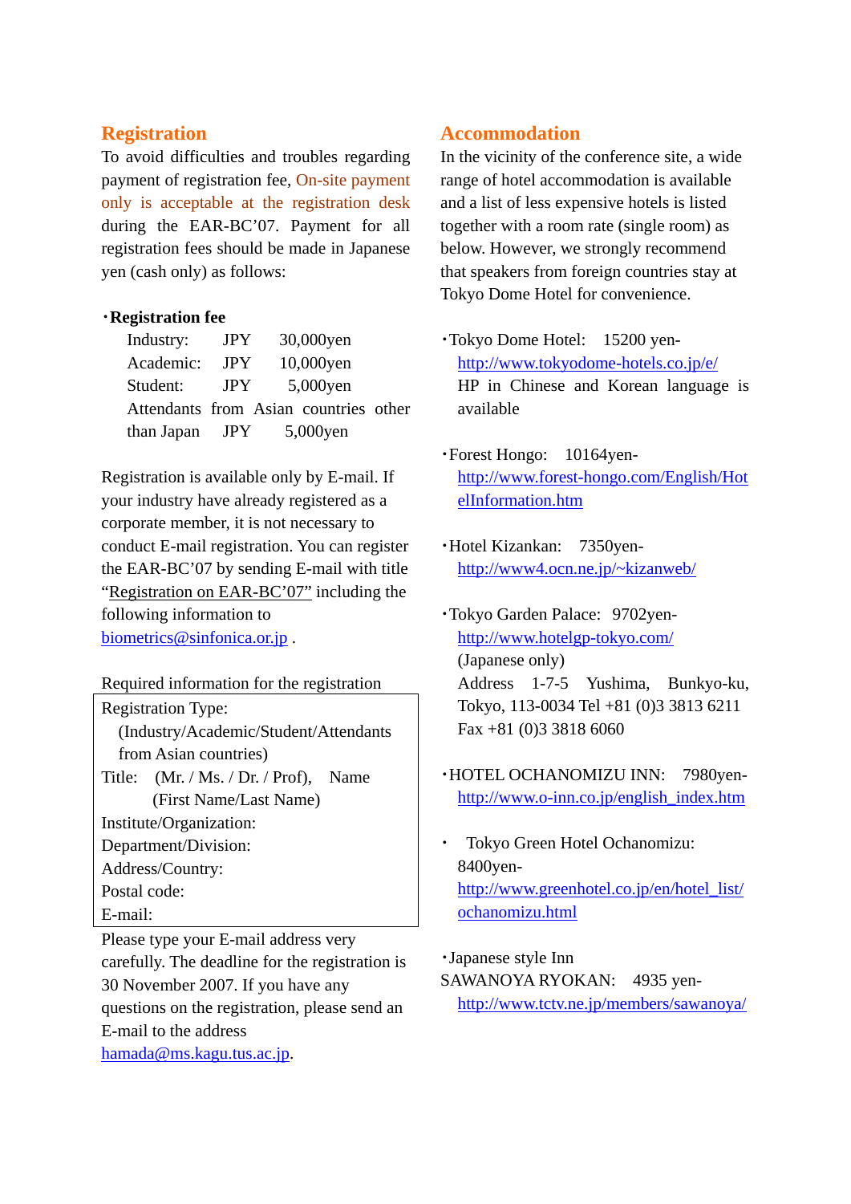## Registration

To avoid difficulties and troubles regarding payment of registration fee, On-site payment only is acceptable at the registration desk during the EAR-BC'07. Payment for all registration fees should be made in Japanese yen (cash only) as follows:

・**Registration fee**

- Industry: JPY 30,000yen
- Academic: JPY 10,000yen
- Student: JPY 5,000yen
- Attendants from Asian countries other than Japan JPY 5,000yen

Registration is available only by E-mail. If your industry have already registered as a corporate member, it is not necessary to conduct E-mail registration. You can register the EAR-BC'07 by sending E-mail with title "Registration on EAR-BC'07" including the following information to biometrics@sinfonica.or.jp .

Required information for the registration

| Registration Type: (Industry/Academic/Student/Attendants from Asian countries) |
|---|
| Title: (Mr. / Ms. / Dr. / Prof), Name (First Name/Last Name) |
| Institute/Organization: |
| Department/Division: |
| Address/Country: |
| Postal code: |
| E-mail: |

Please type your E-mail address very carefully. The deadline for the registration is 30 November 2007. If you have any questions on the registration, please send an E-mail to the address hamada@ms.kagu.tus.ac.jp.

## Accommodation

In the vicinity of the conference site, a wide range of hotel accommodation is available and a list of less expensive hotels is listed together with a room rate (single room) as below. However, we strongly recommend that speakers from foreign countries stay at Tokyo Dome Hotel for convenience.

・Tokyo Dome Hotel: 15200 yen-
http://www.tokyodome-hotels.co.jp/e/
HP in Chinese and Korean language is available

・Forest Hongo: 10164yen-
http://www.forest-hongo.com/English/HotelInformation.htm

・Hotel Kizankan: 7350yen-
http://www4.ocn.ne.jp/~kizanweb/

・Tokyo Garden Palace: 9702yen-
http://www.hotelgp-tokyo.com/
(Japanese only)
Address 1-7-5 Yushima, Bunkyo-ku, Tokyo, 113-0034 Tel +81 (0)3 3813 6211 Fax +81 (0)3 3818 6060

・HOTEL OCHANOMIZU INN: 7980yen-
http://www.o-inn.co.jp/english_index.htm

・ Tokyo Green Hotel Ochanomizu: 8400yen-
http://www.greenhotel.co.jp/en/hotel_list/ochanomizu.html

・Japanese style Inn
SAWANOYA RYOKAN: 4935 yen-
http://www.tctv.ne.jp/members/sawanoya/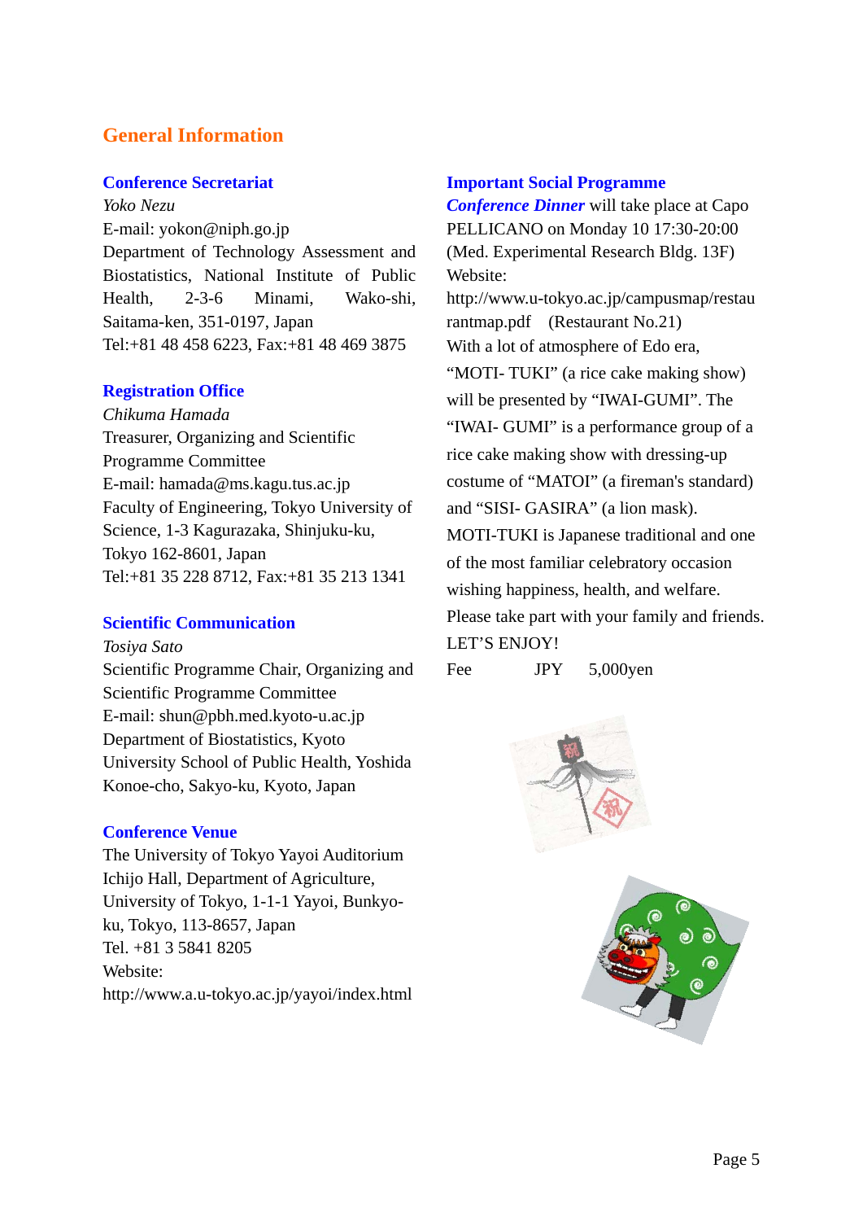# General Information

## Conference Secretariat

*Yoko Nezu*
E-mail: yokon@niph.go.jp
Department of Technology Assessment and Biostatistics, National Institute of Public Health, 2-3-6 Minami, Wako-shi, Saitama-ken, 351-0197, Japan
Tel:+81 48 458 6223, Fax:+81 48 469 3875

## Registration Office

*Chikuma Hamada*
Treasurer, Organizing and Scientific Programme Committee
E-mail: hamada@ms.kagu.tus.ac.jp
Faculty of Engineering, Tokyo University of Science, 1-3 Kagurazaka, Shinjuku-ku, Tokyo 162-8601, Japan
Tel:+81 35 228 8712, Fax:+81 35 213 1341

## Scientific Communication

*Tosiya Sato*
Scientific Programme Chair, Organizing and Scientific Programme Committee
E-mail: shun@pbh.med.kyoto-u.ac.jp
Department of Biostatistics, Kyoto University School of Public Health, Yoshida Konoe-cho, Sakyo-ku, Kyoto, Japan

## Conference Venue

The University of Tokyo Yayoi Auditorium Ichijo Hall, Department of Agriculture, University of Tokyo, 1-1-1 Yayoi, Bunkyo-ku, Tokyo, 113-8657, Japan
Tel. +81 3 5841 8205
Website:
http://www.a.u-tokyo.ac.jp/yayoi/index.html

## Important Social Programme

***Conference Dinner*** will take place at Capo PELLICANO on Monday 10 17:30-20:00 (Med. Experimental Research Bldg. 13F)
Website:
http://www.u-tokyo.ac.jp/campusmap/restaurantmap.pdf (Restaurant No.21)
With a lot of atmosphere of Edo era, “MOTI- TUKI” (a rice cake making show) will be presented by “IWAI-GUMI”. The “IWAI- GUMI” is a performance group of a rice cake making show with dressing-up costume of “MATOI” (a fireman's standard) and “SISI- GASIRA” (a lion mask). MOTI-TUKI is Japanese traditional and one of the most familiar celebratory occasion wishing happiness, health, and welfare. Please take part with your family and friends.
LET’S ENJOY!

Fee JPY 5,000yen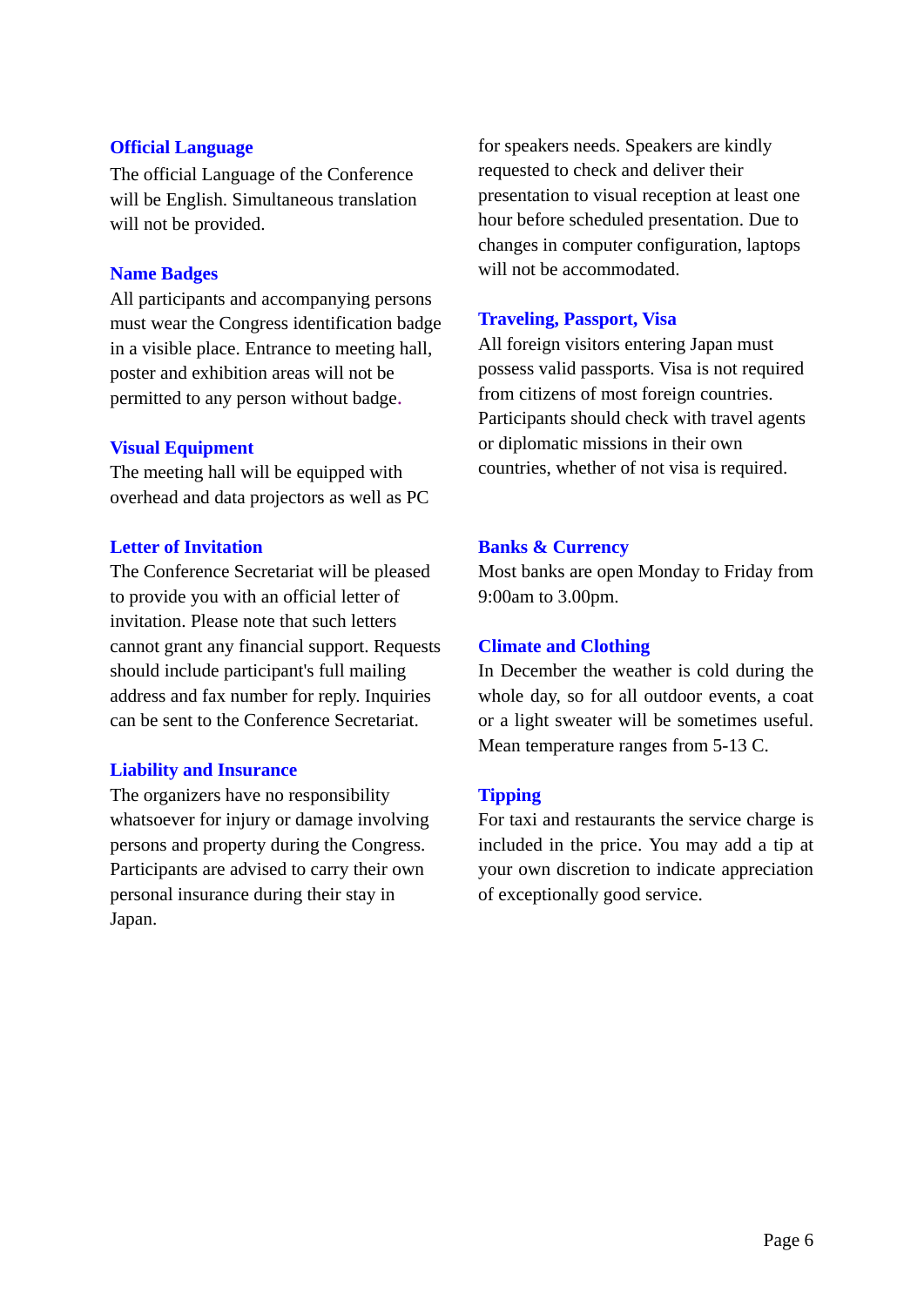## Official Language

The official Language of the Conference will be English. Simultaneous translation will not be provided.

## Name Badges

All participants and accompanying persons must wear the Congress identification badge in a visible place. Entrance to meeting hall, poster and exhibition areas will not be permitted to any person without badge.

## Visual Equipment

The meeting hall will be equipped with overhead and data projectors as well as PC for speakers needs. Speakers are kindly requested to check and deliver their presentation to visual reception at least one hour before scheduled presentation. Due to changes in computer configuration, laptops will not be accommodated.

## Letter of Invitation

The Conference Secretariat will be pleased to provide you with an official letter of invitation. Please note that such letters cannot grant any financial support. Requests should include participant's full mailing address and fax number for reply. Inquiries can be sent to the Conference Secretariat.

## Liability and Insurance

The organizers have no responsibility whatsoever for injury or damage involving persons and property during the Congress. Participants are advised to carry their own personal insurance during their stay in Japan.

## Traveling, Passport, Visa

All foreign visitors entering Japan must possess valid passports. Visa is not required from citizens of most foreign countries. Participants should check with travel agents or diplomatic missions in their own countries, whether of not visa is required.

## Banks & Currency

Most banks are open Monday to Friday from 9:00am to 3.00pm.

## Climate and Clothing

In December the weather is cold during the whole day, so for all outdoor events, a coat or a light sweater will be sometimes useful. Mean temperature ranges from 5-13 C.

## Tipping

For taxi and restaurants the service charge is included in the price. You may add a tip at your own discretion to indicate appreciation of exceptionally good service.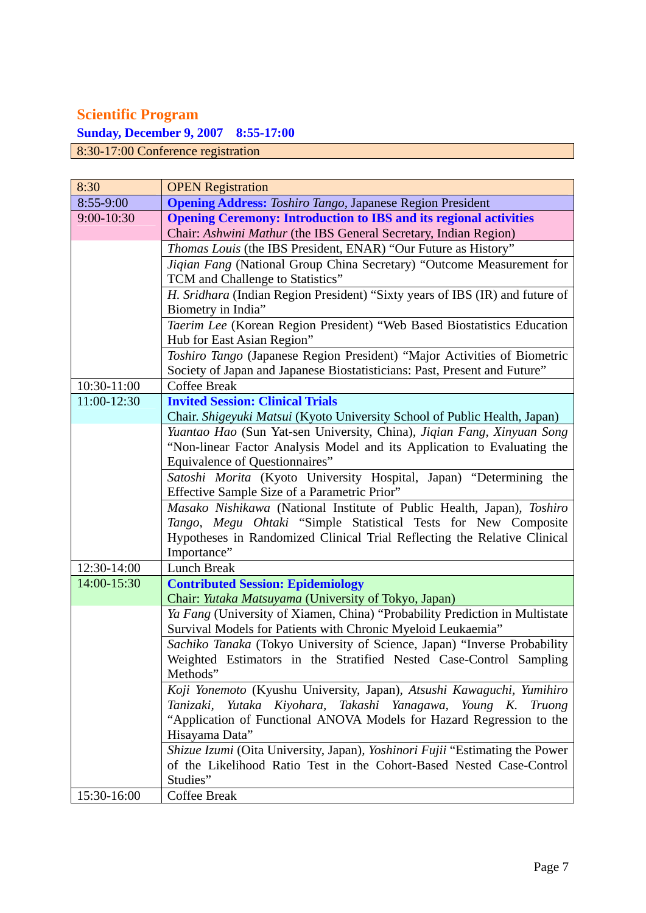## Scientific Program

### Sunday, December 9, 2007    8:55-17:00

8:30-17:00 Conference registration

| | |
|---|---|
| 8:30 | OPEN Registration |
| 8:55-9:00 | **Opening Address:** *Toshiro Tango*, Japanese Region President |
| 9:00-10:30 | **Opening Ceremony: Introduction to IBS and its regional activities**<br>Chair: *Ashwini Mathur* (the IBS General Secretary, Indian Region) |
| | *Thomas Louis* (the IBS President, ENAR) "Our Future as History" |
| | *Jiqian Fang* (National Group China Secretary) "Outcome Measurement for TCM and Challenge to Statistics" |
| | *H. Sridhara* (Indian Region President) "Sixty years of IBS (IR) and future of Biometry in India" |
| | *Taerim Lee* (Korean Region President) "Web Based Biostatistics Education Hub for East Asian Region" |
| | *Toshiro Tango* (Japanese Region President) "Major Activities of Biometric Society of Japan and Japanese Biostatisticians: Past, Present and Future" |
| 10:30-11:00 | Coffee Break |
| 11:00-12:30 | **Invited Session: Clinical Trials**<br>Chair. *Shigeyuki Matsui* (Kyoto University School of Public Health, Japan) |
| | *Yuantao Hao* (Sun Yat-sen University, China), *Jiqian Fang*, *Xinyuan Song* "Non-linear Factor Analysis Model and its Application to Evaluating the Equivalence of Questionnaires" |
| | *Satoshi Morita* (Kyoto University Hospital, Japan) "Determining the Effective Sample Size of a Parametric Prior" |
| | *Masako Nishikawa* (National Institute of Public Health, Japan), *Toshiro Tango*, *Megu Ohtaki* "Simple Statistical Tests for New Composite Hypotheses in Randomized Clinical Trial Reflecting the Relative Clinical Importance" |
| 12:30-14:00 | Lunch Break |
| 14:00-15:30 | **Contributed Session: Epidemiology**<br>Chair: *Yutaka Matsuyama* (University of Tokyo, Japan) |
| | *Ya Fang* (University of Xiamen, China) "Probability Prediction in Multistate Survival Models for Patients with Chronic Myeloid Leukaemia" |
| | *Sachiko Tanaka* (Tokyo University of Science, Japan) "Inverse Probability Weighted Estimators in the Stratified Nested Case-Control Sampling Methods" |
| | *Koji Yonemoto* (Kyushu University, Japan), *Atsushi Kawaguchi*, *Yumihiro Tanizaki*, *Yutaka Kiyohara*, *Takashi Yanagawa*, *Young K. Truong* "Application of Functional ANOVA Models for Hazard Regression to the Hisayama Data" |
| | *Shizue Izumi* (Oita University, Japan), *Yoshinori Fujii* "Estimating the Power of the Likelihood Ratio Test in the Cohort-Based Nested Case-Control Studies" |
| 15:30-16:00 | Coffee Break |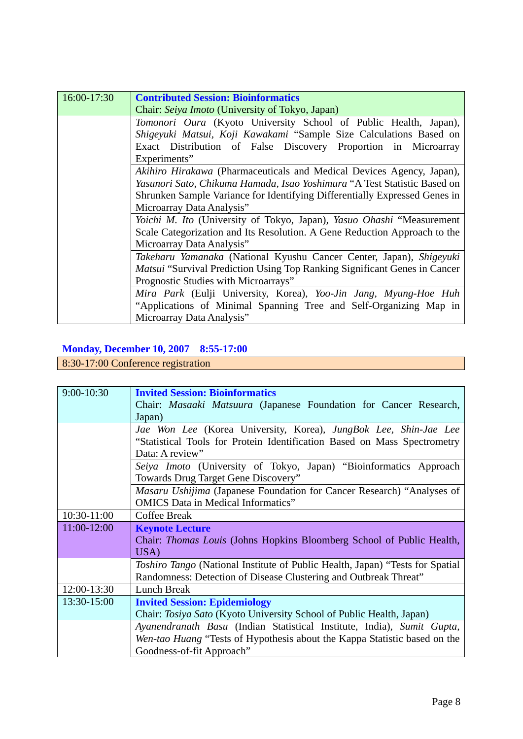| 16:00-17:30 | **Contributed Session: Bioinformatics**<br>Chair: *Seiya Imoto* (University of Tokyo, Japan) |
|---|---|
| | *Tomonori Oura* (Kyoto University School of Public Health, Japan), *Shigeyuki Matsui*, *Koji Kawakami* "Sample Size Calculations Based on Exact Distribution of False Discovery Proportion in Microarray Experiments" |
| | *Akihiro Hirakawa* (Pharmaceuticals and Medical Devices Agency, Japan), *Yasunori Sato*, *Chikuma Hamada*, *Isao Yoshimura* "A Test Statistic Based on Shrunken Sample Variance for Identifying Differentially Expressed Genes in Microarray Data Analysis" |
| | *Yoichi M. Ito* (University of Tokyo, Japan), *Yasuo Ohashi* "Measurement Scale Categorization and Its Resolution. A Gene Reduction Approach to the Microarray Data Analysis" |
| | *Takeharu Yamanaka* (National Kyushu Cancer Center, Japan), *Shigeyuki Matsui* "Survival Prediction Using Top Ranking Significant Genes in Cancer Prognostic Studies with Microarrays" |
| | *Mira Park* (Eulji University, Korea), *Yoo-Jin Jang*, *Myung-Hoe Huh* "Applications of Minimal Spanning Tree and Self-Organizing Map in Microarray Data Analysis" |

## Monday, December 10, 2007    8:55-17:00

8:30-17:00 Conference registration

| 9:00-10:30 | **Invited Session: Bioinformatics**<br>Chair: *Masaaki Matsuura* (Japanese Foundation for Cancer Research, Japan) |
|---|---|
| | *Jae Won Lee* (Korea University, Korea), *JungBok Lee*, *Shin-Jae Lee* "Statistical Tools for Protein Identification Based on Mass Spectrometry Data: A review" |
| | *Seiya Imoto* (University of Tokyo, Japan) "Bioinformatics Approach Towards Drug Target Gene Discovery" |
| | *Masaru Ushijima* (Japanese Foundation for Cancer Research) "Analyses of OMICS Data in Medical Informatics" |
| 10:30-11:00 | Coffee Break |
| 11:00-12:00 | **Keynote Lecture**<br>Chair: *Thomas Louis* (Johns Hopkins Bloomberg School of Public Health, USA) |
| | *Toshiro Tango* (National Institute of Public Health, Japan) "Tests for Spatial Randomness: Detection of Disease Clustering and Outbreak Threat" |
| 12:00-13:30 | Lunch Break |
| 13:30-15:00 | **Invited Session: Epidemiology**<br>Chair: *Tosiya Sato* (Kyoto University School of Public Health, Japan) |
| | *Ayanendranath Basu* (Indian Statistical Institute, India), *Sumit Gupta*, *Wen-tao Huang* "Tests of Hypothesis about the Kappa Statistic based on the Goodness-of-fit Approach" |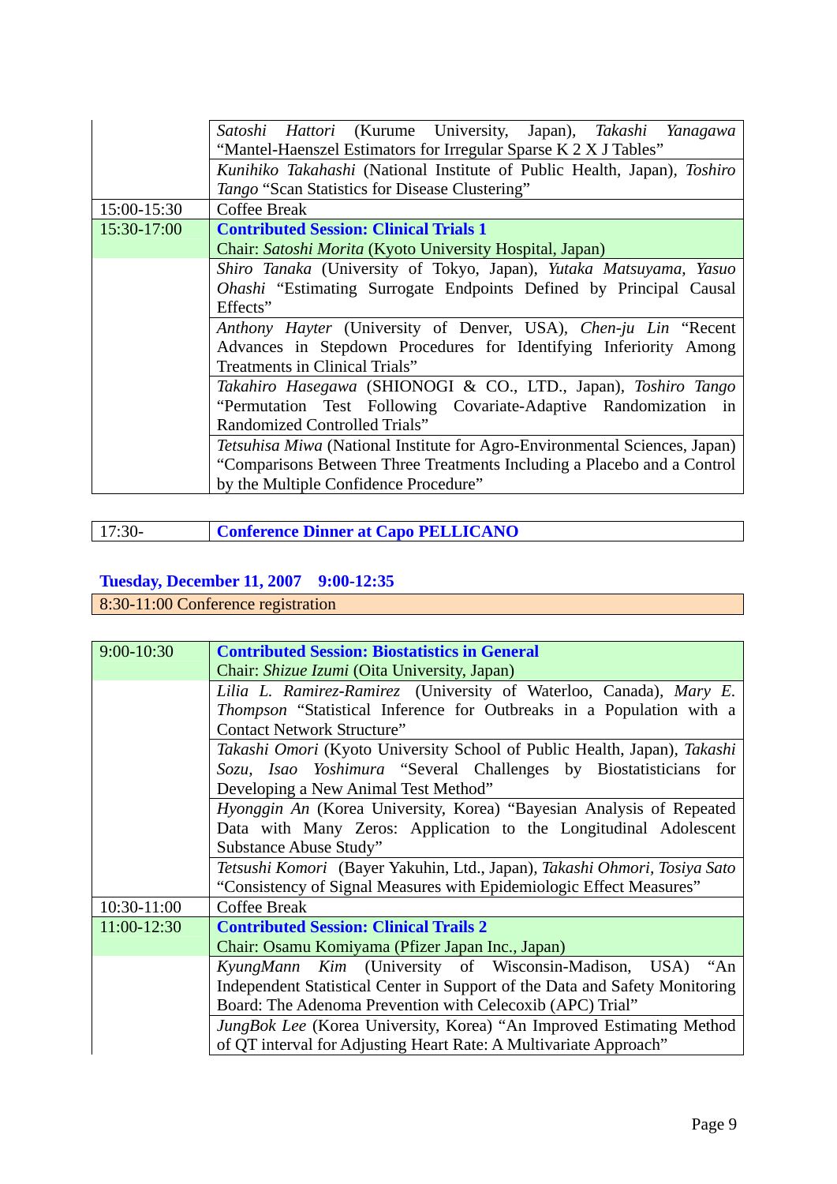| | |
|---|---|
| | *Satoshi Hattori* (Kurume University, Japan), *Takashi Yanagawa* "Mantel-Haenszel Estimators for Irregular Sparse K 2 X J Tables" |
| | *Kunihiko Takahashi* (National Institute of Public Health, Japan), *Toshiro Tango* "Scan Statistics for Disease Clustering" |
| 15:00-15:30 | Coffee Break |
| 15:30-17:00 | **Contributed Session: Clinical Trials 1**<br>Chair: *Satoshi Morita* (Kyoto University Hospital, Japan) |
| | *Shiro Tanaka* (University of Tokyo, Japan), *Yutaka Matsuyama*, *Yasuo Ohashi* "Estimating Surrogate Endpoints Defined by Principal Causal Effects" |
| | *Anthony Hayter* (University of Denver, USA), *Chen-ju Lin* "Recent Advances in Stepdown Procedures for Identifying Inferiority Among Treatments in Clinical Trials" |
| | *Takahiro Hasegawa* (SHIONOGI & CO., LTD., Japan), *Toshiro Tango* "Permutation Test Following Covariate-Adaptive Randomization in Randomized Controlled Trials" |
| | *Tetsuhisa Miwa* (National Institute for Agro-Environmental Sciences, Japan) "Comparisons Between Three Treatments Including a Placebo and a Control by the Multiple Confidence Procedure" |

| | |
|---|---|
| 17:30- | **Conference Dinner at Capo PELLICANO** |

## Tuesday, December 11, 2007 9:00-12:35

| |
|---|
| 8:30-11:00 Conference registration |

| | |
|---|---|
| 9:00-10:30 | **Contributed Session: Biostatistics in General**<br>Chair: *Shizue Izumi* (Oita University, Japan) |
| | *Lilia L. Ramirez-Ramirez* (University of Waterloo, Canada), *Mary E. Thompson* "Statistical Inference for Outbreaks in a Population with a Contact Network Structure" |
| | *Takashi Omori* (Kyoto University School of Public Health, Japan), *Takashi Sozu*, *Isao Yoshimura* "Several Challenges by Biostatisticians for Developing a New Animal Test Method" |
| | *Hyonggin An* (Korea University, Korea) "Bayesian Analysis of Repeated Data with Many Zeros: Application to the Longitudinal Adolescent Substance Abuse Study" |
| | *Tetsushi Komori* (Bayer Yakuhin, Ltd., Japan), *Takashi Ohmori*, *Tosiya Sato* "Consistency of Signal Measures with Epidemiologic Effect Measures" |
| 10:30-11:00 | Coffee Break |
| 11:00-12:30 | **Contributed Session: Clinical Trails 2**<br>Chair: Osamu Komiyama (Pfizer Japan Inc., Japan) |
| | *KyungMann Kim* (University of Wisconsin-Madison, USA) "An Independent Statistical Center in Support of the Data and Safety Monitoring Board: The Adenoma Prevention with Celecoxib (APC) Trial" |
| | *JungBok Lee* (Korea University, Korea) "An Improved Estimating Method of QT interval for Adjusting Heart Rate: A Multivariate Approach" |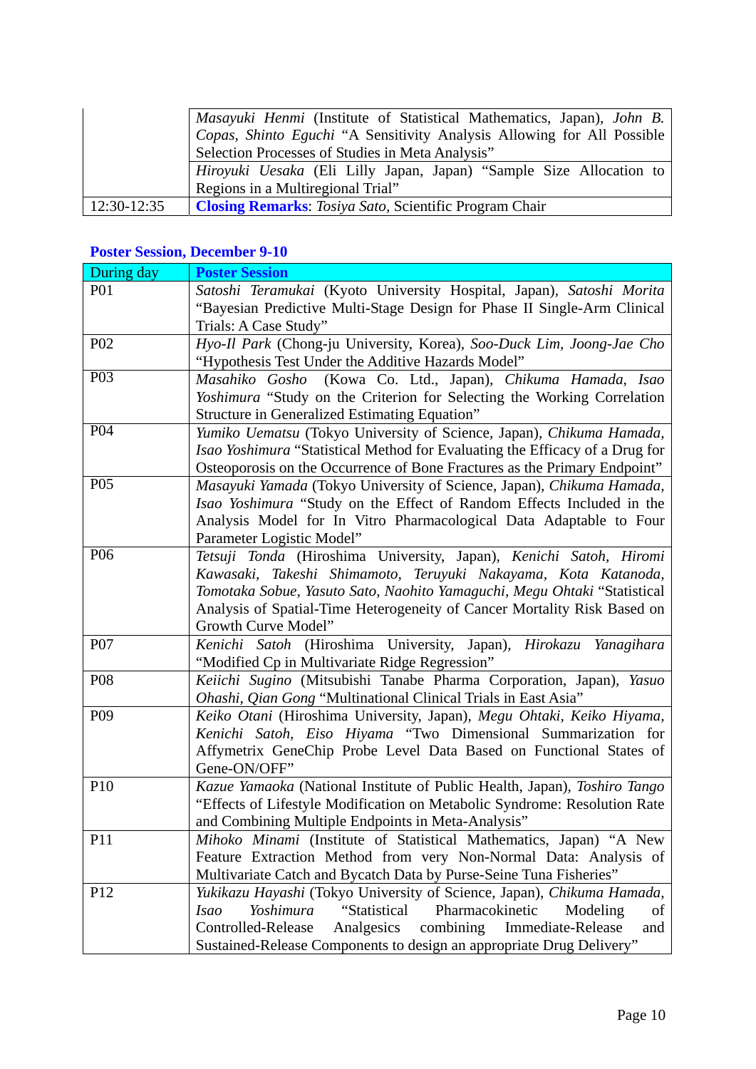|  |  |
|---|---|
|  | *Masayuki Henmi* (Institute of Statistical Mathematics, Japan), *John B. Copas, Shinto Eguchi* "A Sensitivity Analysis Allowing for All Possible Selection Processes of Studies in Meta Analysis" |
|  | *Hiroyuki Uesaka* (Eli Lilly Japan, Japan) "Sample Size Allocation to Regions in a Multiregional Trial" |
| 12:30-12:35 | **Closing Remarks**: *Tosiya Sato*, Scientific Program Chair |

**Poster Session, December 9-10**

| During day | **Poster Session** |
|---|---|
| P01 | *Satoshi Teramukai* (Kyoto University Hospital, Japan), *Satoshi Morita* "Bayesian Predictive Multi-Stage Design for Phase II Single-Arm Clinical Trials: A Case Study" |
| P02 | *Hyo-Il Park* (Chong-ju University, Korea), *Soo-Duck Lim, Joong-Jae Cho* "Hypothesis Test Under the Additive Hazards Model" |
| P03 | *Masahiko Gosho* (Kowa Co. Ltd., Japan), *Chikuma Hamada, Isao Yoshimura* "Study on the Criterion for Selecting the Working Correlation Structure in Generalized Estimating Equation" |
| P04 | *Yumiko Uematsu* (Tokyo University of Science, Japan), *Chikuma Hamada, Isao Yoshimura* "Statistical Method for Evaluating the Efficacy of a Drug for Osteoporosis on the Occurrence of Bone Fractures as the Primary Endpoint" |
| P05 | *Masayuki Yamada* (Tokyo University of Science, Japan), *Chikuma Hamada, Isao Yoshimura* "Study on the Effect of Random Effects Included in the Analysis Model for In Vitro Pharmacological Data Adaptable to Four Parameter Logistic Model" |
| P06 | *Tetsuji Tonda* (Hiroshima University, Japan), *Kenichi Satoh, Hiromi Kawasaki, Takeshi Shimamoto, Teruyuki Nakayama, Kota Katanoda, Tomotaka Sobue, Yasuto Sato, Naohito Yamaguchi, Megu Ohtaki* "Statistical Analysis of Spatial-Time Heterogeneity of Cancer Mortality Risk Based on Growth Curve Model" |
| P07 | *Kenichi Satoh* (Hiroshima University, Japan), *Hirokazu Yanagihara* "Modified Cp in Multivariate Ridge Regression" |
| P08 | *Keiichi Sugino* (Mitsubishi Tanabe Pharma Corporation, Japan), *Yasuo Ohashi, Qian Gong* "Multinational Clinical Trials in East Asia" |
| P09 | *Keiko Otani* (Hiroshima University, Japan), *Megu Ohtaki, Keiko Hiyama, Kenichi Satoh, Eiso Hiyama* "Two Dimensional Summarization for Affymetrix GeneChip Probe Level Data Based on Functional States of Gene-ON/OFF" |
| P10 | *Kazue Yamaoka* (National Institute of Public Health, Japan), *Toshiro Tango* "Effects of Lifestyle Modification on Metabolic Syndrome: Resolution Rate and Combining Multiple Endpoints in Meta-Analysis" |
| P11 | *Mihoko Minami* (Institute of Statistical Mathematics, Japan) "A New Feature Extraction Method from very Non-Normal Data: Analysis of Multivariate Catch and Bycatch Data by Purse-Seine Tuna Fisheries" |
| P12 | *Yukikazu Hayashi* (Tokyo University of Science, Japan), *Chikuma Hamada, Isao Yoshimura* "Statistical Pharmacokinetic Modeling of Controlled-Release Analgesics combining Immediate-Release and Sustained-Release Components to design an appropriate Drug Delivery" |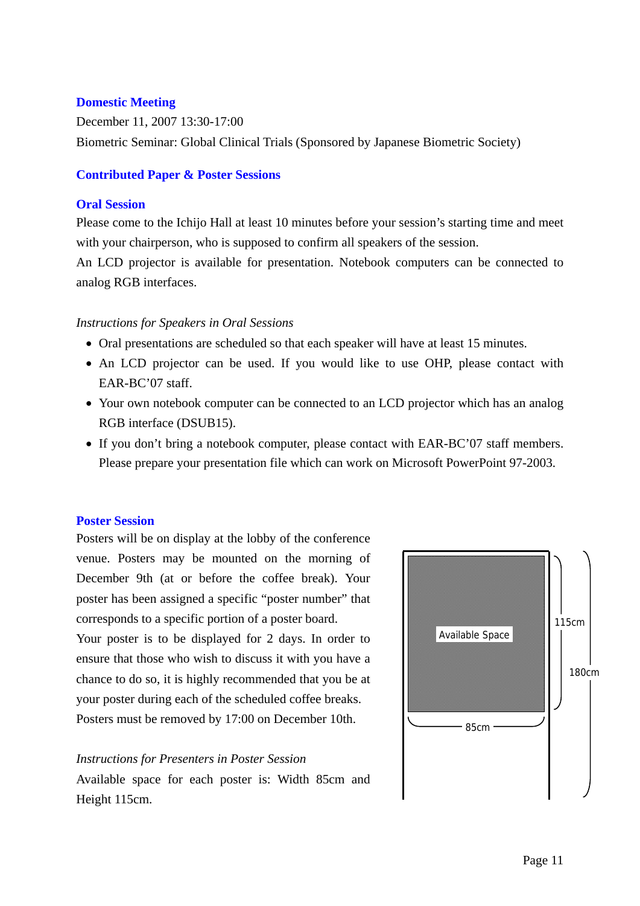## Domestic Meeting

December 11, 2007 13:30-17:00

Biometric Seminar: Global Clinical Trials (Sponsored by Japanese Biometric Society)

## Contributed Paper & Poster Sessions

### Oral Session

Please come to the Ichijo Hall at least 10 minutes before your session's starting time and meet with your chairperson, who is supposed to confirm all speakers of the session.

An LCD projector is available for presentation. Notebook computers can be connected to analog RGB interfaces.

*Instructions for Speakers in Oral Sessions*

- Oral presentations are scheduled so that each speaker will have at least 15 minutes.
- An LCD projector can be used. If you would like to use OHP, please contact with EAR-BC'07 staff.
- Your own notebook computer can be connected to an LCD projector which has an analog RGB interface (DSUB15).
- If you don't bring a notebook computer, please contact with EAR-BC'07 staff members. Please prepare your presentation file which can work on Microsoft PowerPoint 97-2003.

### Poster Session

Posters will be on display at the lobby of the conference venue. Posters may be mounted on the morning of December 9th (at or before the coffee break). Your poster has been assigned a specific "poster number" that corresponds to a specific portion of a poster board.

Your poster is to be displayed for 2 days. In order to ensure that those who wish to discuss it with you have a chance to do so, it is highly recommended that you be at your poster during each of the scheduled coffee breaks.

Posters must be removed by 17:00 on December 10th.

*Instructions for Presenters in Poster Session*

Available space for each poster is: Width 85cm and Height 115cm.

Available Space

115cm

180cm

85cm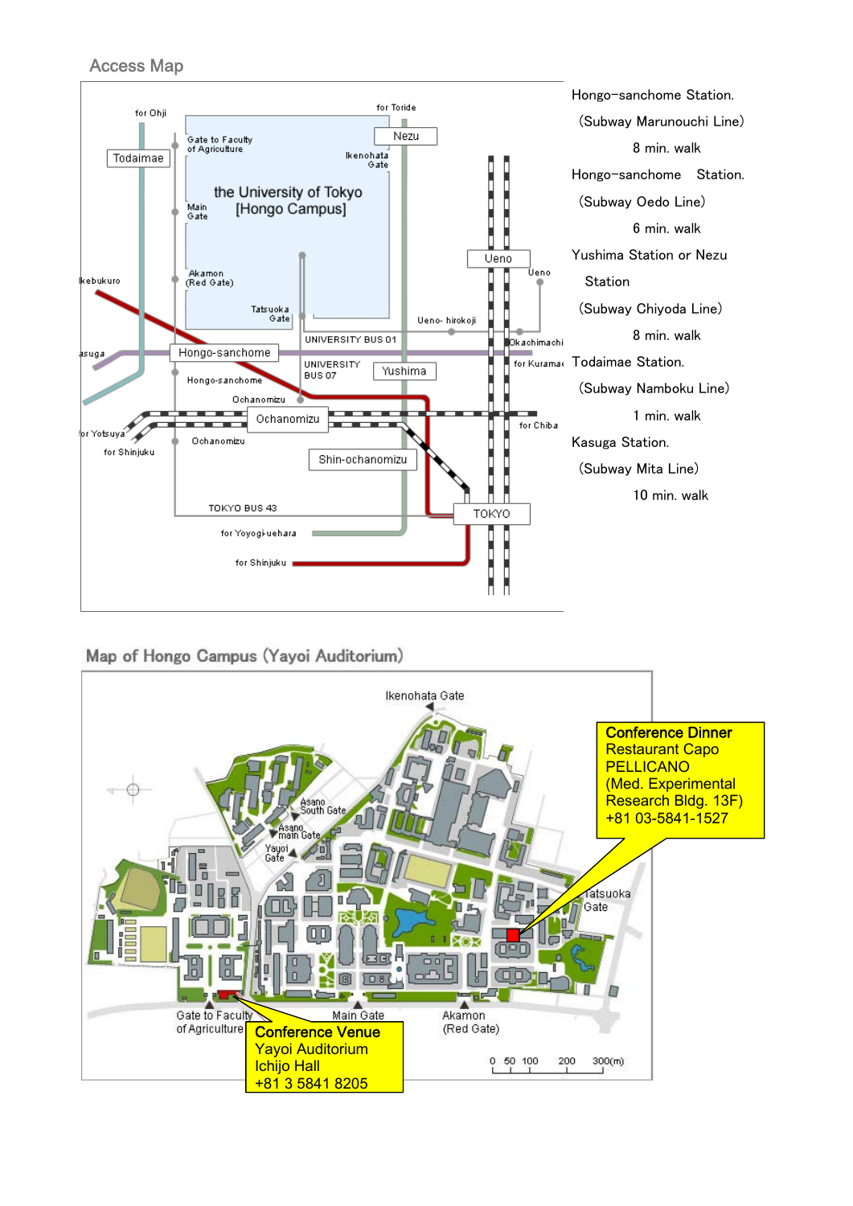## Access Map

for Ohji
for Toride
Nezu
Todaimae
Gate to Faculty of Agriculture
Ikenohata Gate
the University of Tokyo [Hongo Campus]
Main Gate
Ueno
Akamon (Red Gate)
Ikebukuro
Tatsuoka Gate
Ueno-hirokoji
UNIVERSITY BUS 01
Okachimachi
Kasuga
Hongo-sanchome
UNIVERSITY BUS 07
Yushima
for Kuramae
Hongo-sanchome
Ochanomizu
Ochanomizu
for Chiba
for Yotsuya
for Shinjuku
Ochanomizu
Shin-ochanomizu
TOKYO BUS 43
TOKYO
for Yoyogi-uehara
for Shinjuku

Hongo-sanchome Station.
(Subway Marunouchi Line)
8 min. walk

Hongo-sanchome Station.
(Subway Oedo Line)
6 min. walk

Yushima Station or Nezu Station
(Subway Chiyoda Line)
8 min. walk

Todaimae Station.
(Subway Namboku Line)
1 min. walk

Kasuga Station.
(Subway Mita Line)
10 min. walk

## Map of Hongo Campus (Yayoi Auditorium)

Ikenohata Gate
Asano South Gate
Asano main Gate
Yayoi Gate
Tatsuoka Gate
Gate to Faculty of Agriculture
Main Gate
Akamon (Red Gate)
0 50 100 200 300(m)

**Conference Dinner**
Restaurant Capo PELLICANO
(Med. Experimental Research Bldg. 13F)
+81 03-5841-1527

**Conference Venue**
Yayoi Auditorium
Ichijo Hall
+81 3 5841 8205